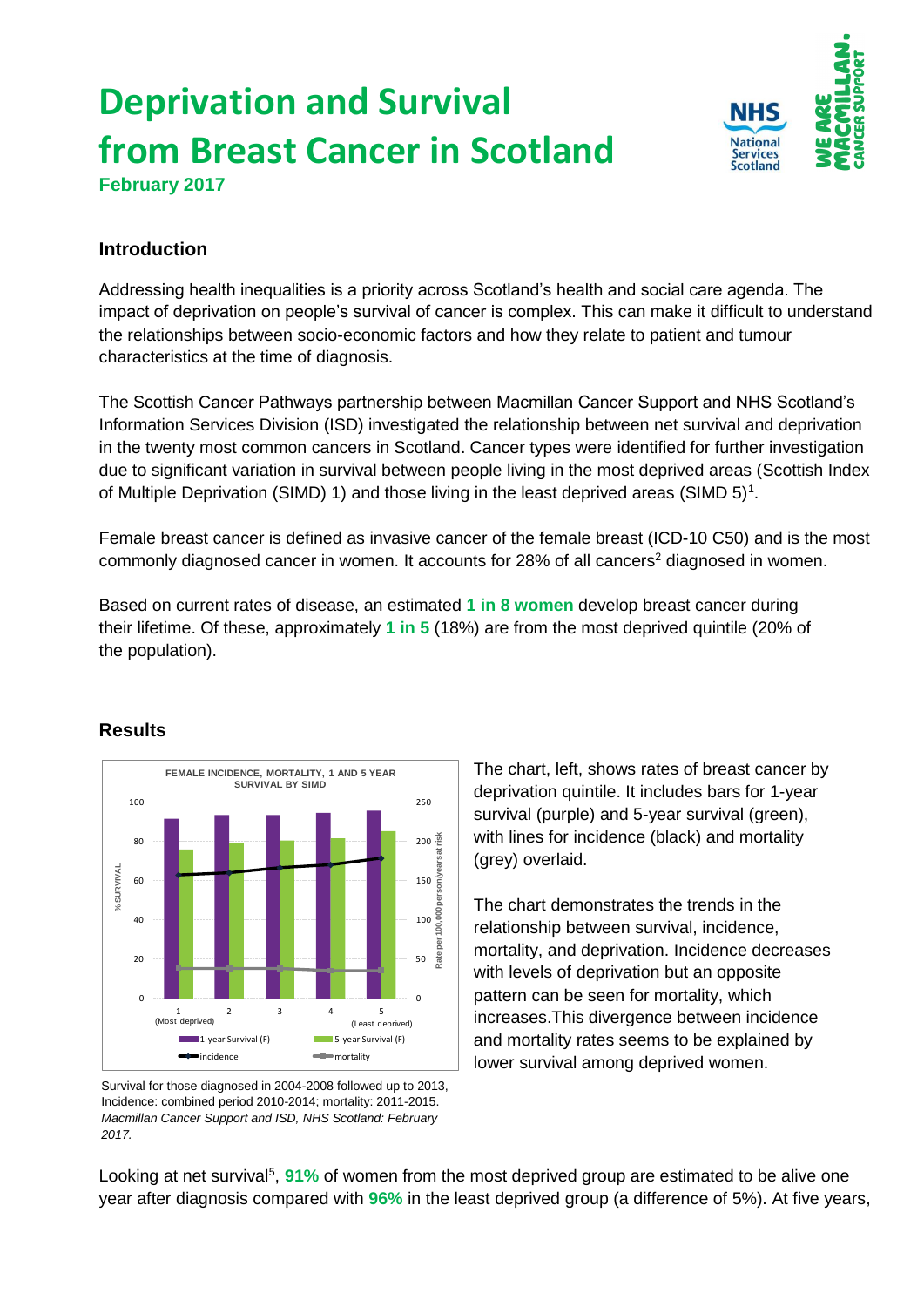# Deprivation and Survival from Breast Cancer in Scotland

**February 2017**

### Introduction

Addressing health inequalities is a priority across Scotland's health and social care agenda. The impact of deprivation on people's survival of cancer is complex. This can make it difficult to understand the relationships between socio-economic factors and how they relate to patient and tumour characteristics at the time of diagnosis.

The Scottish Cancer Pathways partnership between Macmillan Cancer Support and NHS Scotland's Information Services Division (ISD) investigated the relationship between net survival and deprivation in the twenty most common cancers in Scotland. Cancer types were identified for further investigation due to significant variation in survival between people living in the most deprived areas (Scottish Index of Multiple Deprivation (SIMD) 1) and those living in the least deprived areas (SIMD 5)[1].

Female breast cancer is defined as invasive cancer of the female breast (ICD-10 C50) and is the most commonly diagnosed cancer in women. It accounts for 28% of all cancers[2] diagnosed in women.

Based on current rates of disease, an estimated **1 in 8 women** develop breast cancer during their lifetime. Of these, approximately **1 in 5** (18%) are from the most deprived quintile (20% of the population).

### Results

Survival for those diagnosed in 2004-2008 followed up to 2013, Incidence: combined period 2010-2014; mortality: 2011-2015. *Macmillan Cancer Support and ISD, NHS Scotland: February 2017.*

The chart, left, shows rates of breast cancer by deprivation quintile. It includes bars for 1-year survival (purple) and 5-year survival (green), with lines for incidence (black) and mortality (grey) overlaid.

The chart demonstrates the trends in the relationship between survival, incidence, mortality, and deprivation. Incidence decreases with levels of deprivation but an opposite pattern can be seen for mortality, which increases.This divergence between incidence and mortality rates seems to be explained by lower survival among deprived women.

Looking at net survival[5], **91%** of women from the most deprived group are estimated to be alive one year after diagnosis compared with **96%** in the least deprived group (a difference of 5%). At five years,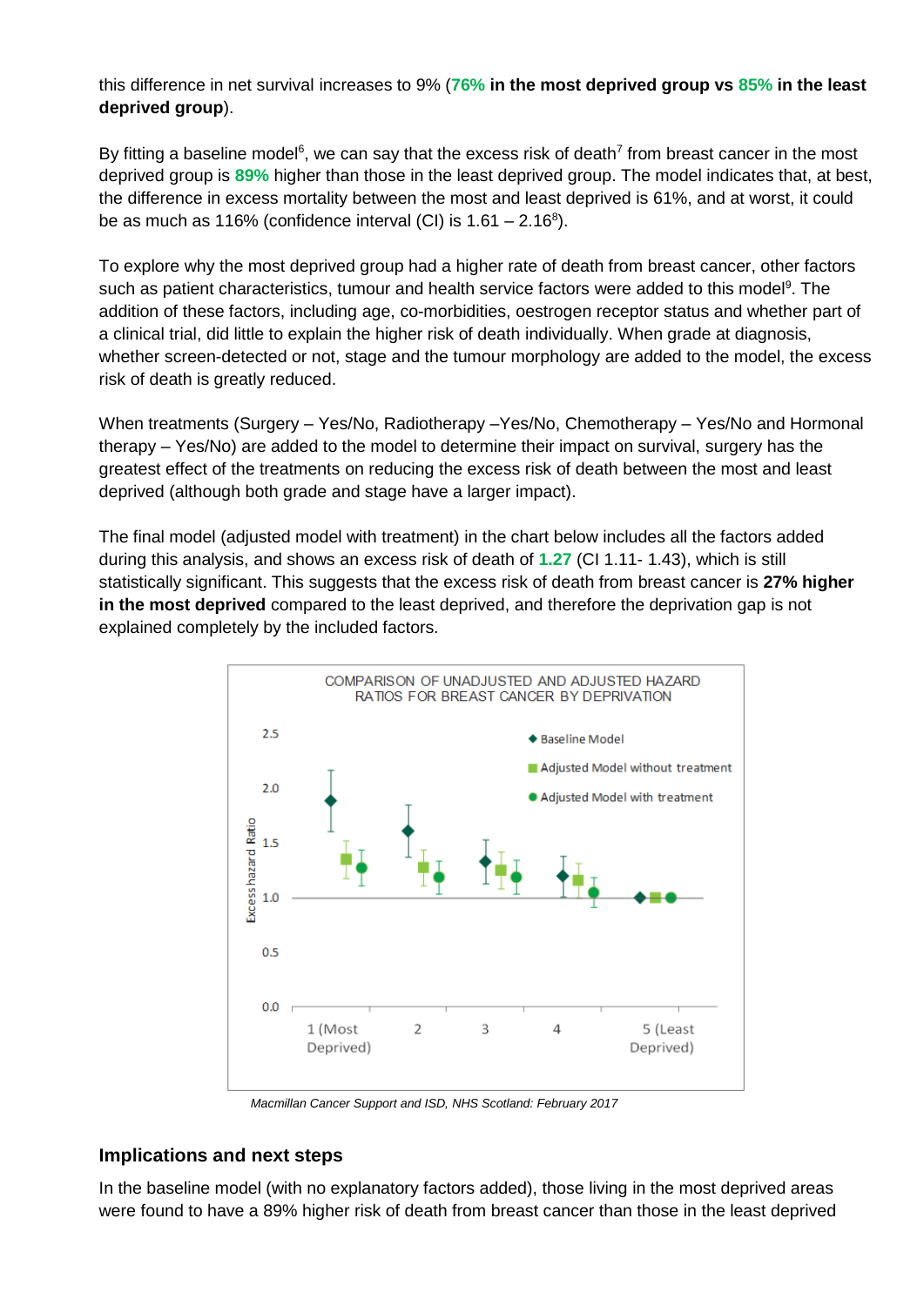this difference in net survival increases to 9% (**76% in the most deprived group vs 85% in the least deprived group**).

By fitting a baseline model[6], we can say that the excess risk of death[7] from breast cancer in the most deprived group is **89%** higher than those in the least deprived group. The model indicates that, at best, the difference in excess mortality between the most and least deprived is 61%, and at worst, it could be as much as 116% (confidence interval (CI) is 1.61 – 2.16[8]).

To explore why the most deprived group had a higher rate of death from breast cancer, other factors such as patient characteristics, tumour and health service factors were added to this model[9]. The addition of these factors, including age, co-morbidities, oestrogen receptor status and whether part of a clinical trial, did little to explain the higher risk of death individually. When grade at diagnosis, whether screen-detected or not, stage and the tumour morphology are added to the model, the excess risk of death is greatly reduced.

When treatments (Surgery – Yes/No, Radiotherapy –Yes/No, Chemotherapy – Yes/No and Hormonal therapy – Yes/No) are added to the model to determine their impact on survival, surgery has the greatest effect of the treatments on reducing the excess risk of death between the most and least deprived (although both grade and stage have a larger impact).

The final model (adjusted model with treatment) in the chart below includes all the factors added during this analysis, and shows an excess risk of death of **1.27** (CI 1.11- 1.43), which is still statistically significant. This suggests that the excess risk of death from breast cancer is **27% higher in the most deprived** compared to the least deprived, and therefore the deprivation gap is not explained completely by the included factors.

COMPARISON OF UNADJUSTED AND ADJUSTED HAZARD RATIOS FOR BREAST CANCER BY DEPRIVATION

*Macmillan Cancer Support and ISD, NHS Scotland: February 2017*

## Implications and next steps

In the baseline model (with no explanatory factors added), those living in the most deprived areas were found to have a 89% higher risk of death from breast cancer than those in the least deprived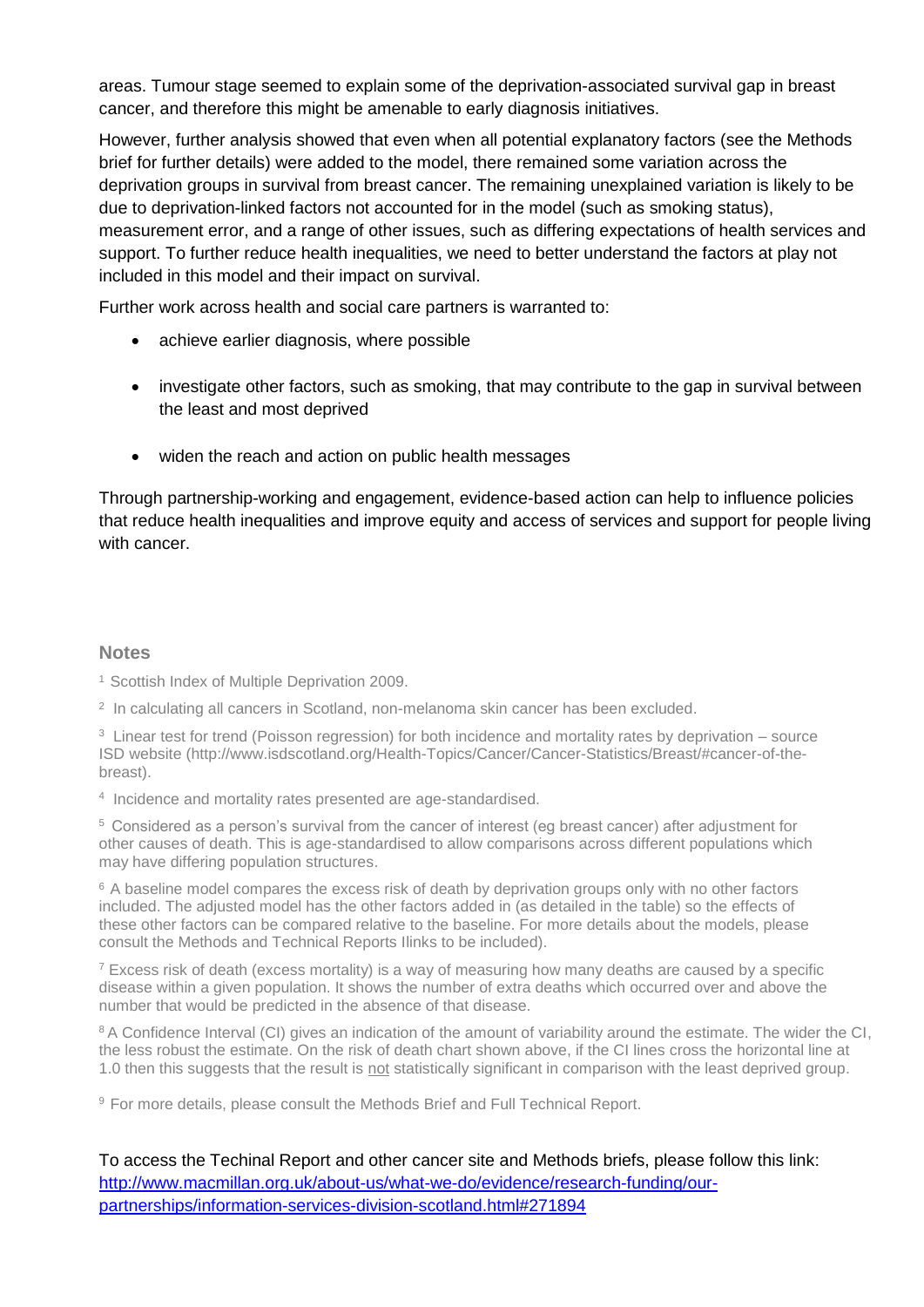areas. Tumour stage seemed to explain some of the deprivation-associated survival gap in breast cancer, and therefore this might be amenable to early diagnosis initiatives.

However, further analysis showed that even when all potential explanatory factors (see the Methods brief for further details) were added to the model, there remained some variation across the deprivation groups in survival from breast cancer. The remaining unexplained variation is likely to be due to deprivation-linked factors not accounted for in the model (such as smoking status), measurement error, and a range of other issues, such as differing expectations of health services and support. To further reduce health inequalities, we need to better understand the factors at play not included in this model and their impact on survival.

Further work across health and social care partners is warranted to:

- achieve earlier diagnosis, where possible
- investigate other factors, such as smoking, that may contribute to the gap in survival between the least and most deprived
- widen the reach and action on public health messages

Through partnership-working and engagement, evidence-based action can help to influence policies that reduce health inequalities and improve equity and access of services and support for people living with cancer.

## Notes

[1] Scottish Index of Multiple Deprivation 2009.

[2] In calculating all cancers in Scotland, non-melanoma skin cancer has been excluded.

[3] Linear test for trend (Poisson regression) for both incidence and mortality rates by deprivation – source ISD website (http://www.isdscotland.org/Health-Topics/Cancer/Cancer-Statistics/Breast/#cancer-of-the-breast).

[4] Incidence and mortality rates presented are age-standardised.

[5] Considered as a person's survival from the cancer of interest (eg breast cancer) after adjustment for other causes of death. This is age-standardised to allow comparisons across different populations which may have differing population structures.

[6] A baseline model compares the excess risk of death by deprivation groups only with no other factors included. The adjusted model has the other factors added in (as detailed in the table) so the effects of these other factors can be compared relative to the baseline. For more details about the models, please consult the Methods and Technical Reports Ilinks to be included).

[7] Excess risk of death (excess mortality) is a way of measuring how many deaths are caused by a specific disease within a given population. It shows the number of extra deaths which occurred over and above the number that would be predicted in the absence of that disease.

[8] A Confidence Interval (CI) gives an indication of the amount of variability around the estimate. The wider the CI, the less robust the estimate. On the risk of death chart shown above, if the CI lines cross the horizontal line at 1.0 then this suggests that the result is not statistically significant in comparison with the least deprived group.

[9] For more details, please consult the Methods Brief and Full Technical Report.

To access the Techinal Report and other cancer site and Methods briefs, please follow this link: http://www.macmillan.org.uk/about-us/what-we-do/evidence/research-funding/our-partnerships/information-services-division-scotland.html#271894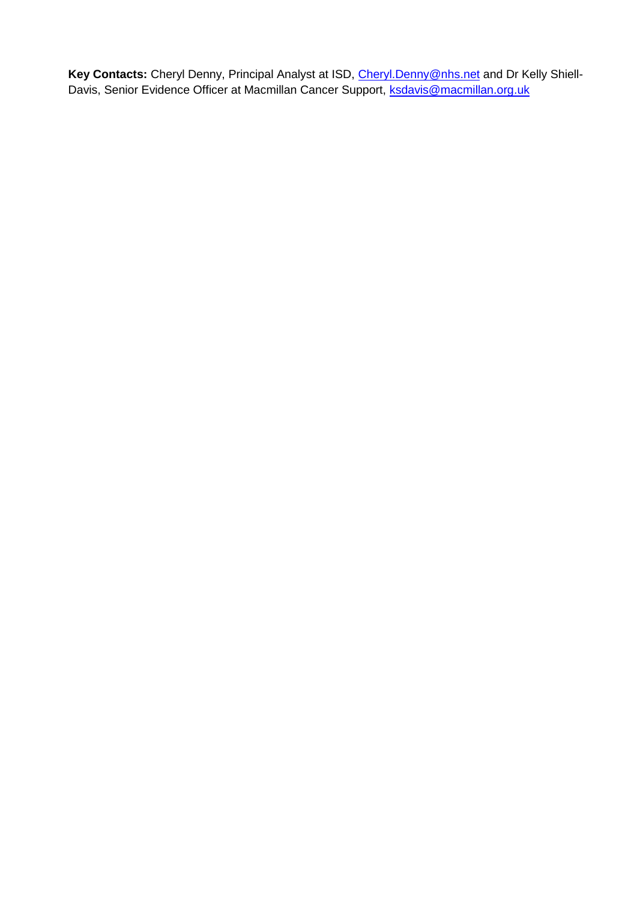**Key Contacts:** Cheryl Denny, Principal Analyst at ISD, [Cheryl.Denny@nhs.net](mailto:Cheryl.Denny@nhs.net) and Dr Kelly Shiell-Davis, Senior Evidence Officer at Macmillan Cancer Support, [ksdavis@macmillan.org.uk](mailto:ksdavis@macmillan.org.uk)